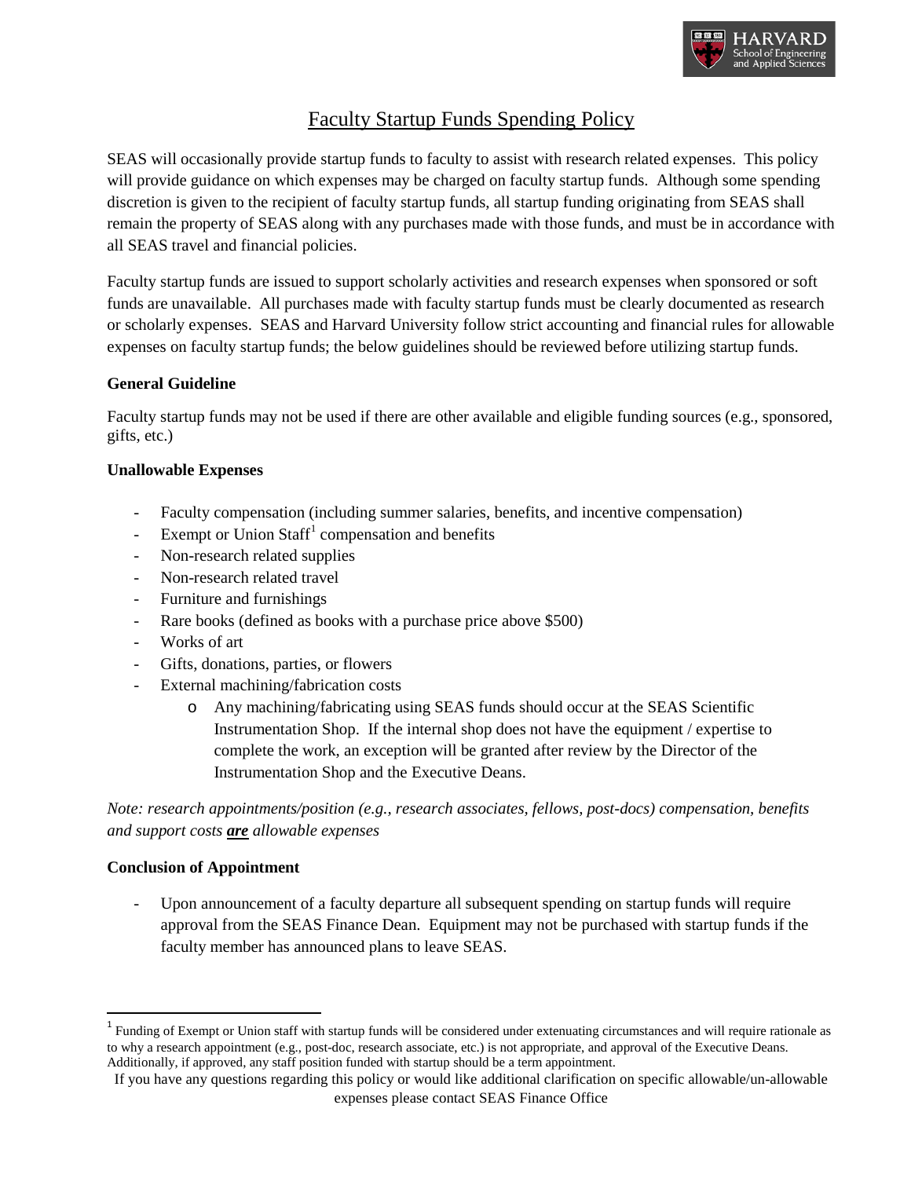# Faculty Startup Funds Spending Policy

SEAS will occasionally provide startup funds to faculty to assist with research related expenses. This policy will provide guidance on which expenses may be charged on faculty startup funds. Although some spending discretion is given to the recipient of faculty startup funds, all startup funding originating from SEAS shall remain the property of SEAS along with any purchases made with those funds, and must be in accordance with all SEAS travel and financial policies.

Faculty startup funds are issued to support scholarly activities and research expenses when sponsored or soft funds are unavailable. All purchases made with faculty startup funds must be clearly documented as research or scholarly expenses. SEAS and Harvard University follow strict accounting and financial rules for allowable expenses on faculty startup funds; the below guidelines should be reviewed before utilizing startup funds.

**General Guideline**

Faculty startup funds may not be used if there are other available and eligible funding sources (e.g., sponsored, gifts, etc.)

**Unallowable Expenses**

- Faculty compensation (including summer salaries, benefits, and incentive compensation)
- Exempt or Union Staff[1] compensation and benefits
- Non-research related supplies
- Non-research related travel
- Furniture and furnishings
- Rare books (defined as books with a purchase price above $500)
- Works of art
- Gifts, donations, parties, or flowers
- External machining/fabrication costs
    - Any machining/fabricating using SEAS funds should occur at the SEAS Scientific Instrumentation Shop. If the internal shop does not have the equipment / expertise to complete the work, an exception will be granted after review by the Director of the Instrumentation Shop and the Executive Deans.

*Note: research appointments/position (e.g., research associates, fellows, post-docs) compensation, benefits and support costs* ***<u>are</u>*** *allowable expenses*

**Conclusion of Appointment**

- Upon announcement of a faculty departure all subsequent spending on startup funds will require approval from the SEAS Finance Dean. Equipment may not be purchased with startup funds if the faculty member has announced plans to leave SEAS.

[1] Funding of Exempt or Union staff with startup funds will be considered under extenuating circumstances and will require rationale as to why a research appointment (e.g., post-doc, research associate, etc.) is not appropriate, and approval of the Executive Deans. Additionally, if approved, any staff position funded with startup should be a term appointment.

If you have any questions regarding this policy or would like additional clarification on specific allowable/un-allowable expenses please contact SEAS Finance Office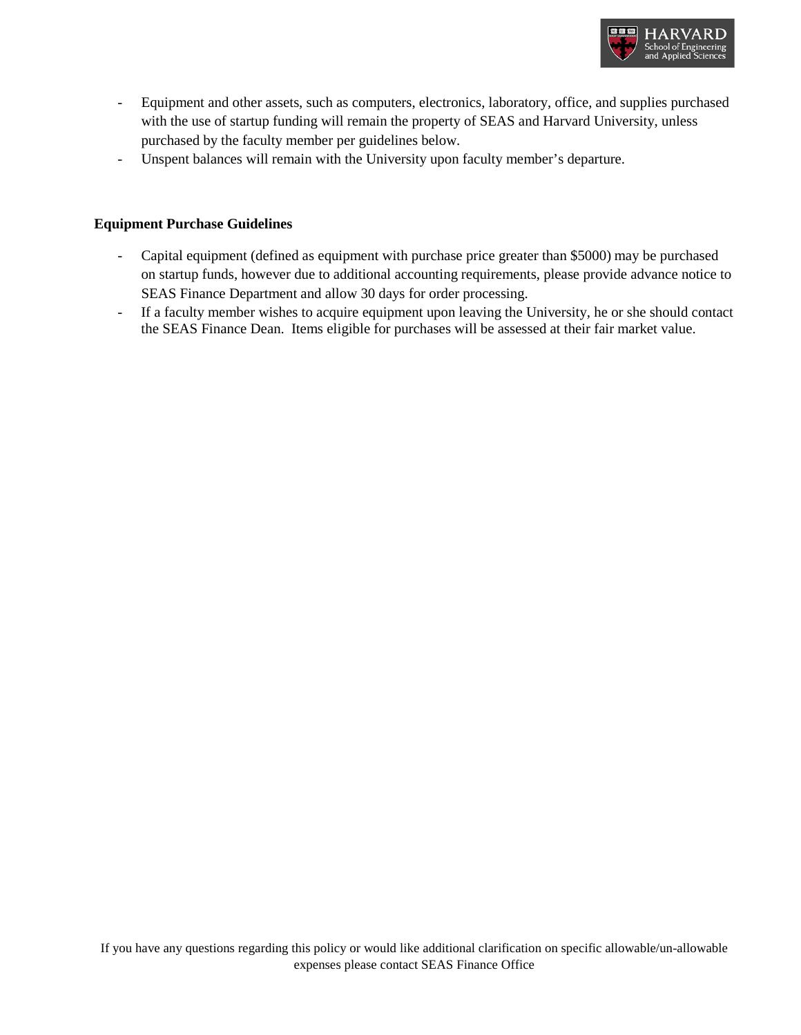- Equipment and other assets, such as computers, electronics, laboratory, office, and supplies purchased with the use of startup funding will remain the property of SEAS and Harvard University, unless purchased by the faculty member per guidelines below.
- Unspent balances will remain with the University upon faculty member's departure.

**Equipment Purchase Guidelines**

- Capital equipment (defined as equipment with purchase price greater than $5000) may be purchased on startup funds, however due to additional accounting requirements, please provide advance notice to SEAS Finance Department and allow 30 days for order processing.
- If a faculty member wishes to acquire equipment upon leaving the University, he or she should contact the SEAS Finance Dean. Items eligible for purchases will be assessed at their fair market value.

If you have any questions regarding this policy or would like additional clarification on specific allowable/un-allowable expenses please contact SEAS Finance Office